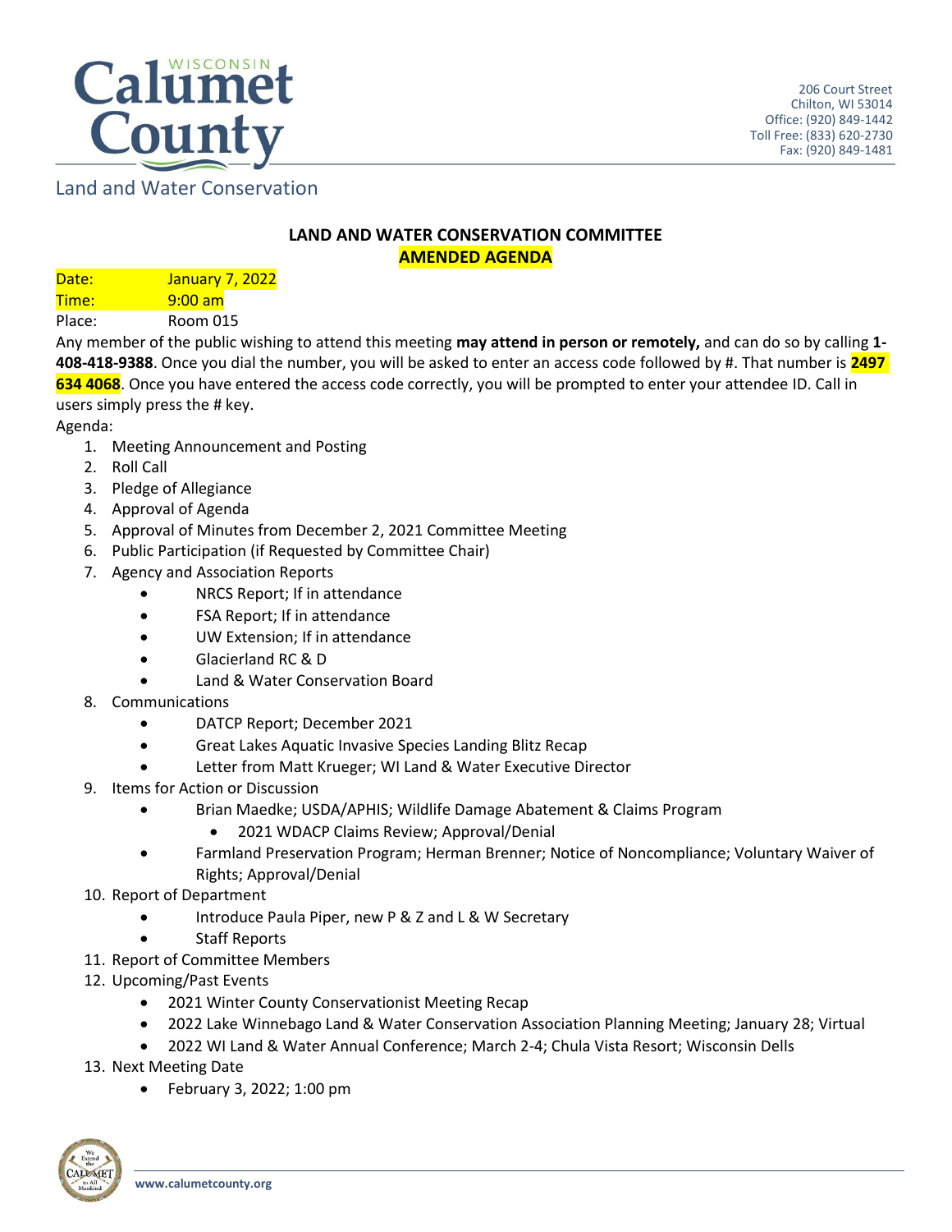Calumet County, Wisconsin

Land and Water Conservation

206 Court Street
Chilton, WI 53014
Office: (920) 849-1442
Toll Free: (833) 620-2730
Fax: (920) 849-1481

# LAND AND WATER CONSERVATION COMMITTEE
## AMENDED AGENDA

Date: January 7, 2022
Time: 9:00 am
Place: Room 015

Any member of the public wishing to attend this meeting **may attend in person or remotely,** and can do so by calling **1-408-418-9388**. Once you dial the number, you will be asked to enter an access code followed by #. That number is **2497 634 4068**. Once you have entered the access code correctly, you will be prompted to enter your attendee ID. Call in users simply press the # key.

Agenda:

1. Meeting Announcement and Posting
2. Roll Call
3. Pledge of Allegiance
4. Approval of Agenda
5. Approval of Minutes from December 2, 2021 Committee Meeting
6. Public Participation (if Requested by Committee Chair)
7. Agency and Association Reports
   - NRCS Report; If in attendance
   - FSA Report; If in attendance
   - UW Extension; If in attendance
   - Glacierland RC & D
   - Land & Water Conservation Board
8. Communications
   - DATCP Report; December 2021
   - Great Lakes Aquatic Invasive Species Landing Blitz Recap
   - Letter from Matt Krueger; WI Land & Water Executive Director
9. Items for Action or Discussion
   - Brian Maedke; USDA/APHIS; Wildlife Damage Abatement & Claims Program
     - 2021 WDACP Claims Review; Approval/Denial
   - Farmland Preservation Program; Herman Brenner; Notice of Noncompliance; Voluntary Waiver of Rights; Approval/Denial
10. Report of Department
    - Introduce Paula Piper, new P & Z and L & W Secretary
    - Staff Reports
11. Report of Committee Members
12. Upcoming/Past Events
    - 2021 Winter County Conservationist Meeting Recap
    - 2022 Lake Winnebago Land & Water Conservation Association Planning Meeting; January 28; Virtual
    - 2022 WI Land & Water Annual Conference; March 2-4; Chula Vista Resort; Wisconsin Dells
13. Next Meeting Date
    - February 3, 2022; 1:00 pm

www.calumetcounty.org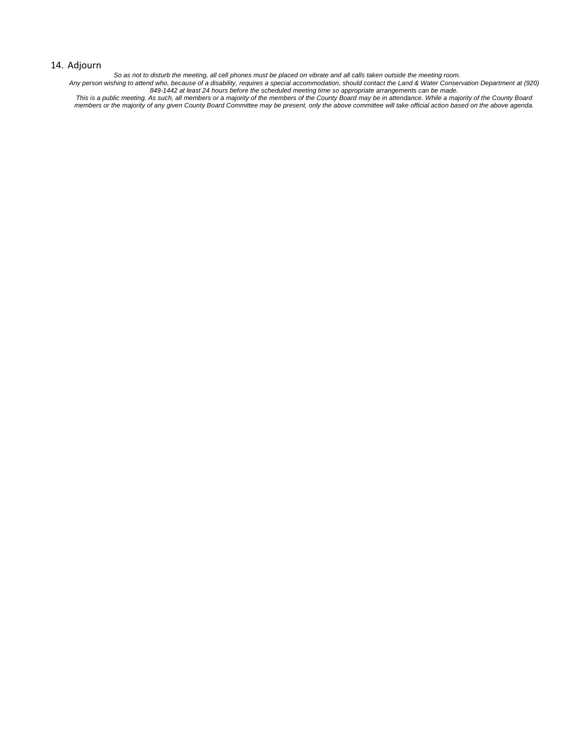14. Adjourn

*So as not to disturb the meeting, all cell phones must be placed on vibrate and all calls taken outside the meeting room.*

*Any person wishing to attend who, because of a disability, requires a special accommodation, should contact the Land & Water Conservation Department at (920) 849-1442 at least 24 hours before the scheduled meeting time so appropriate arrangements can be made.*

*This is a public meeting. As such, all members or a majority of the members of the County Board may be in attendance. While a majority of the County Board members or the majority of any given County Board Committee may be present, only the above committee will take official action based on the above agenda.*